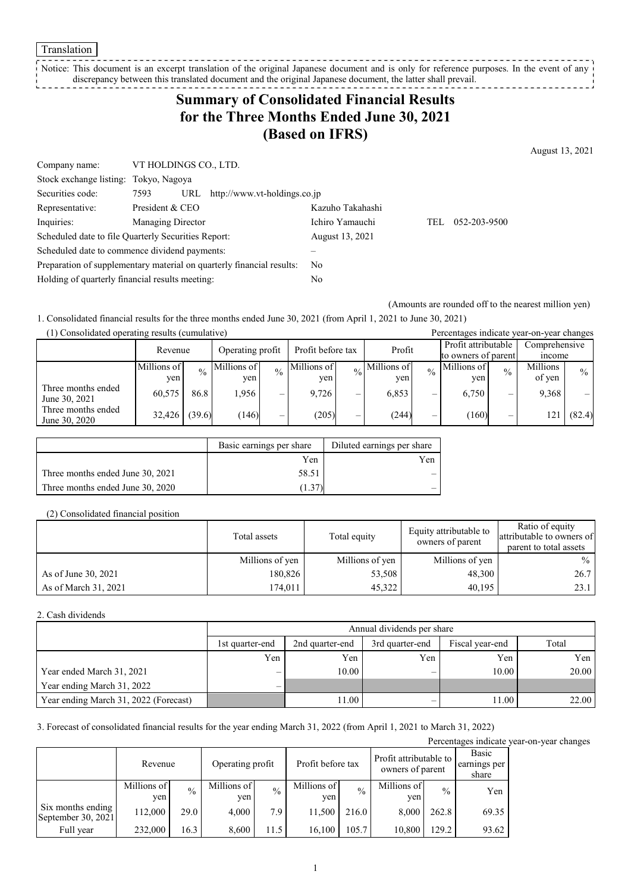Translation

Notice: This document is an excerpt translation of the original Japanese document and is only for reference purposes. In the event of any discrepancy between this translated document and the original Japanese document, the latter shall prevail.

# Summary of Consolidated Financial Results for the Three Months Ended June 30, 2021 (Based on IFRS)

August 13, 2021

| | | | |
|---|---|---|---|
| Company name: | VT HOLDINGS CO., LTD. | | |
| Stock exchange listing: | Tokyo, Nagoya | | |
| Securities code: | 7593 URL http://www.vt-holdings.co.jp | | |
| Representative: | President & CEO | Kazuho Takahashi | |
| Inquiries: | Managing Director | Ichiro Yamauchi | TEL 052-203-9500 |
| Scheduled date to file Quarterly Securities Report: | | August 13, 2021 | |
| Scheduled date to commence dividend payments: | | – | |
| Preparation of supplementary material on quarterly financial results: | | No | |
| Holding of quarterly financial results meeting: | | No | |

(Amounts are rounded off to the nearest million yen)

1. Consolidated financial results for the three months ended June 30, 2021 (from April 1, 2021 to June 30, 2021)

(1) Consolidated operating results (cumulative)

Percentages indicate year-on-year changes

| | Revenue | | Operating profit | | Profit before tax | | Profit | | Profit attributable to owners of parent | | Comprehensive income | |
|---|---|---|---|---|---|---|---|---|---|---|---|---|
| | Millions of yen | % | Millions of yen | % | Millions of yen | % | Millions of yen | % | Millions of yen | % | Millions of yen | % |
| Three months ended June 30, 2021 | 60,575 | 86.8 | 1,956 | – | 9,726 | – | 6,853 | – | 6,750 | – | 9,368 | – |
| Three months ended June 30, 2020 | 32,426 | (39.6) | (146) | – | (205) | – | (244) | – | (160) | – | 121 | (82.4) |

| | Basic earnings per share | Diluted earnings per share |
|---|---|---|
| | Yen | Yen |
| Three months ended June 30, 2021 | 58.51 | – |
| Three months ended June 30, 2020 | (1.37) | – |

(2) Consolidated financial position

| | Total assets | Total equity | Equity attributable to owners of parent | Ratio of equity attributable to owners of parent to total assets |
|---|---|---|---|---|
| | Millions of yen | Millions of yen | Millions of yen | % |
| As of June 30, 2021 | 180,826 | 53,508 | 48,300 | 26.7 |
| As of March 31, 2021 | 174,011 | 45,322 | 40,195 | 23.1 |

2. Cash dividends

| | Annual dividends per share | | | | |
|---|---|---|---|---|---|
| | 1st quarter-end | 2nd quarter-end | 3rd quarter-end | Fiscal year-end | Total |
| | Yen | Yen | Yen | Yen | Yen |
| Year ended March 31, 2021 | – | 10.00 | – | 10.00 | 20.00 |
| Year ending March 31, 2022 | – | | | | |
| Year ending March 31, 2022 (Forecast) | | 11.00 | – | 11.00 | 22.00 |

3. Forecast of consolidated financial results for the year ending March 31, 2022 (from April 1, 2021 to March 31, 2022)

Percentages indicate year-on-year changes

| | Revenue | | Operating profit | | Profit before tax | | Profit attributable to owners of parent | | Basic earnings per share |
|---|---|---|---|---|---|---|---|---|---|
| | Millions of yen | % | Millions of yen | % | Millions of yen | % | Millions of yen | % | Yen |
| Six months ending September 30, 2021 | 112,000 | 29.0 | 4,000 | 7.9 | 11,500 | 216.0 | 8,000 | 262.8 | 69.35 |
| Full year | 232,000 | 16.3 | 8,600 | 11.5 | 16,100 | 105.7 | 10,800 | 129.2 | 93.62 |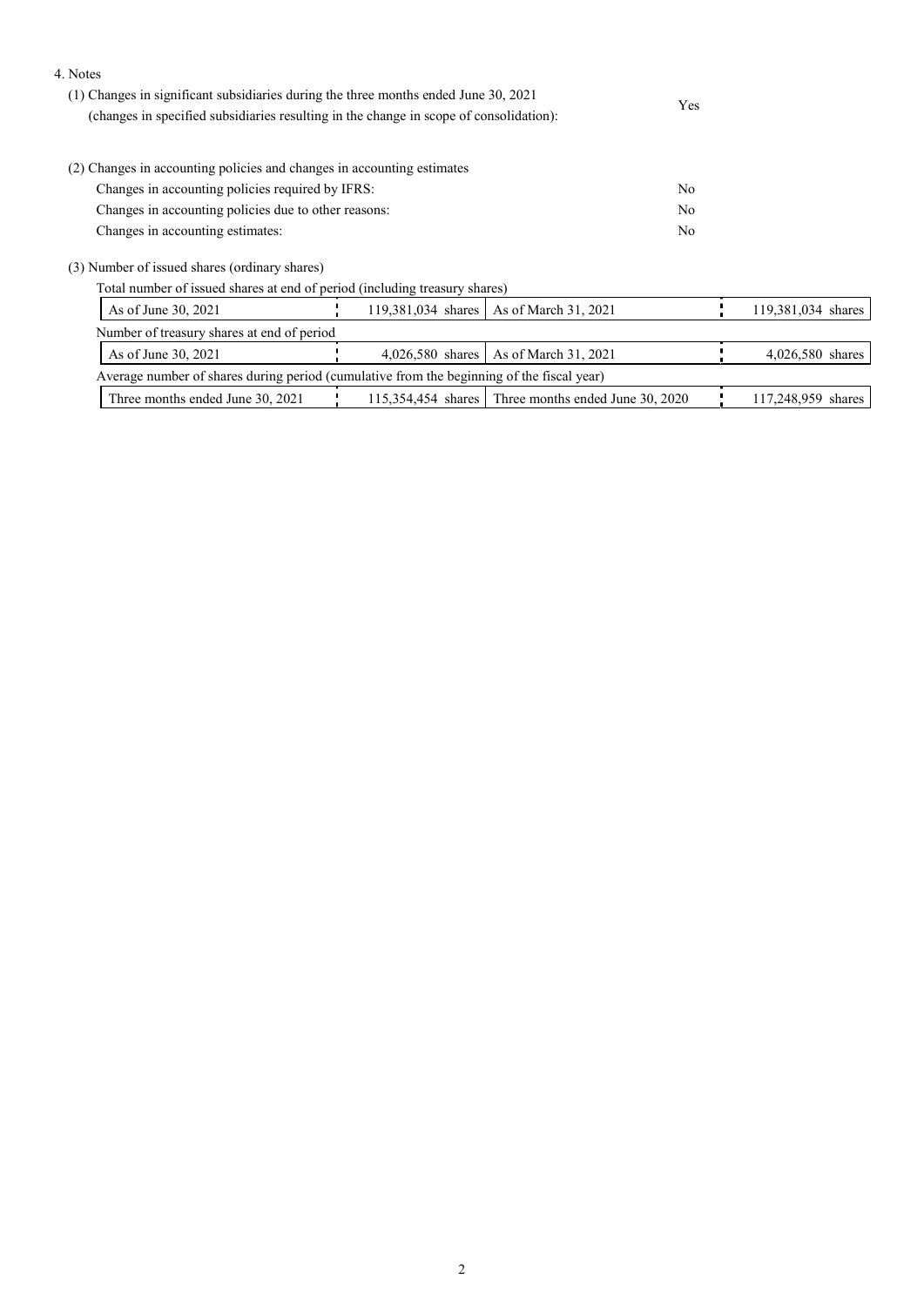4. Notes

(1) Changes in significant subsidiaries during the three months ended June 30, 2021 (changes in specified subsidiaries resulting in the change in scope of consolidation): Yes

(2) Changes in accounting policies and changes in accounting estimates

| | |
|---|---|
| Changes in accounting policies required by IFRS: | No |
| Changes in accounting policies due to other reasons: | No |
| Changes in accounting estimates: | No |

(3) Number of issued shares (ordinary shares)

Total number of issued shares at end of period (including treasury shares)

| | | | |
|---|---|---|---|
| As of June 30, 2021 | 119,381,034 shares | As of March 31, 2021 | 119,381,034 shares |

Number of treasury shares at end of period

| | | | |
|---|---|---|---|
| As of June 30, 2021 | 4,026,580 shares | As of March 31, 2021 | 4,026,580 shares |

Average number of shares during period (cumulative from the beginning of the fiscal year)

| | | | |
|---|---|---|---|
| Three months ended June 30, 2021 | 115,354,454 shares | Three months ended June 30, 2020 | 117,248,959 shares |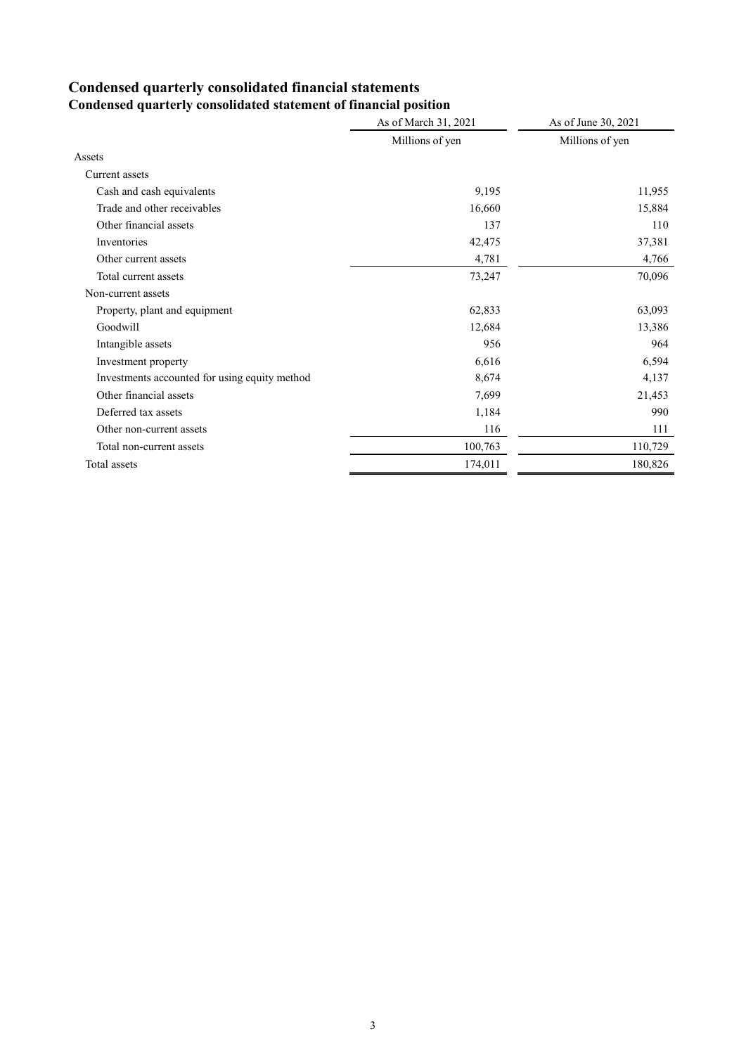# Condensed quarterly consolidated financial statements

## Condensed quarterly consolidated statement of financial position

| | As of March 31, 2021 | As of June 30, 2021 |
|---|---|---|
| | Millions of yen | Millions of yen |
| Assets | | |
| Current assets | | |
| Cash and cash equivalents | 9,195 | 11,955 |
| Trade and other receivables | 16,660 | 15,884 |
| Other financial assets | 137 | 110 |
| Inventories | 42,475 | 37,381 |
| Other current assets | 4,781 | 4,766 |
| Total current assets | 73,247 | 70,096 |
| Non-current assets | | |
| Property, plant and equipment | 62,833 | 63,093 |
| Goodwill | 12,684 | 13,386 |
| Intangible assets | 956 | 964 |
| Investment property | 6,616 | 6,594 |
| Investments accounted for using equity method | 8,674 | 4,137 |
| Other financial assets | 7,699 | 21,453 |
| Deferred tax assets | 1,184 | 990 |
| Other non-current assets | 116 | 111 |
| Total non-current assets | 100,763 | 110,729 |
| Total assets | 174,011 | 180,826 |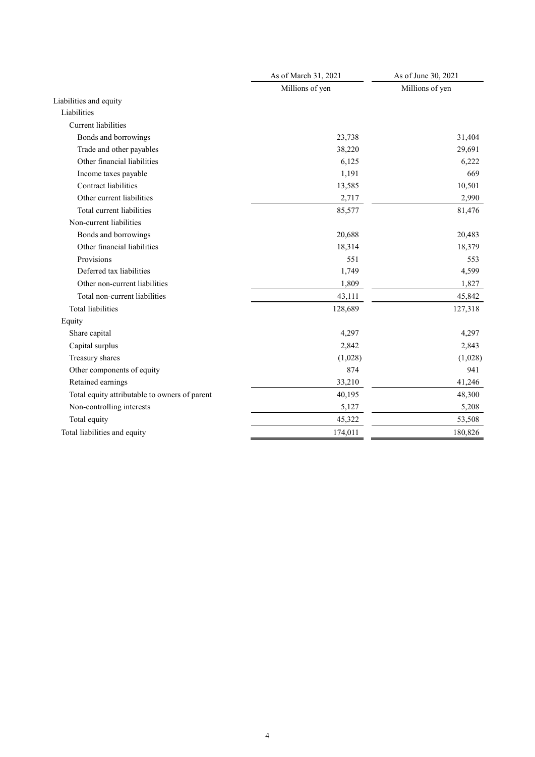| | As of March 31, 2021 | As of June 30, 2021 |
|---|---|---|
| | Millions of yen | Millions of yen |
| Liabilities and equity | | |
| Liabilities | | |
| Current liabilities | | |
| Bonds and borrowings | 23,738 | 31,404 |
| Trade and other payables | 38,220 | 29,691 |
| Other financial liabilities | 6,125 | 6,222 |
| Income taxes payable | 1,191 | 669 |
| Contract liabilities | 13,585 | 10,501 |
| Other current liabilities | 2,717 | 2,990 |
| Total current liabilities | 85,577 | 81,476 |
| Non-current liabilities | | |
| Bonds and borrowings | 20,688 | 20,483 |
| Other financial liabilities | 18,314 | 18,379 |
| Provisions | 551 | 553 |
| Deferred tax liabilities | 1,749 | 4,599 |
| Other non-current liabilities | 1,809 | 1,827 |
| Total non-current liabilities | 43,111 | 45,842 |
| Total liabilities | 128,689 | 127,318 |
| Equity | | |
| Share capital | 4,297 | 4,297 |
| Capital surplus | 2,842 | 2,843 |
| Treasury shares | (1,028) | (1,028) |
| Other components of equity | 874 | 941 |
| Retained earnings | 33,210 | 41,246 |
| Total equity attributable to owners of parent | 40,195 | 48,300 |
| Non-controlling interests | 5,127 | 5,208 |
| Total equity | 45,322 | 53,508 |
| Total liabilities and equity | 174,011 | 180,826 |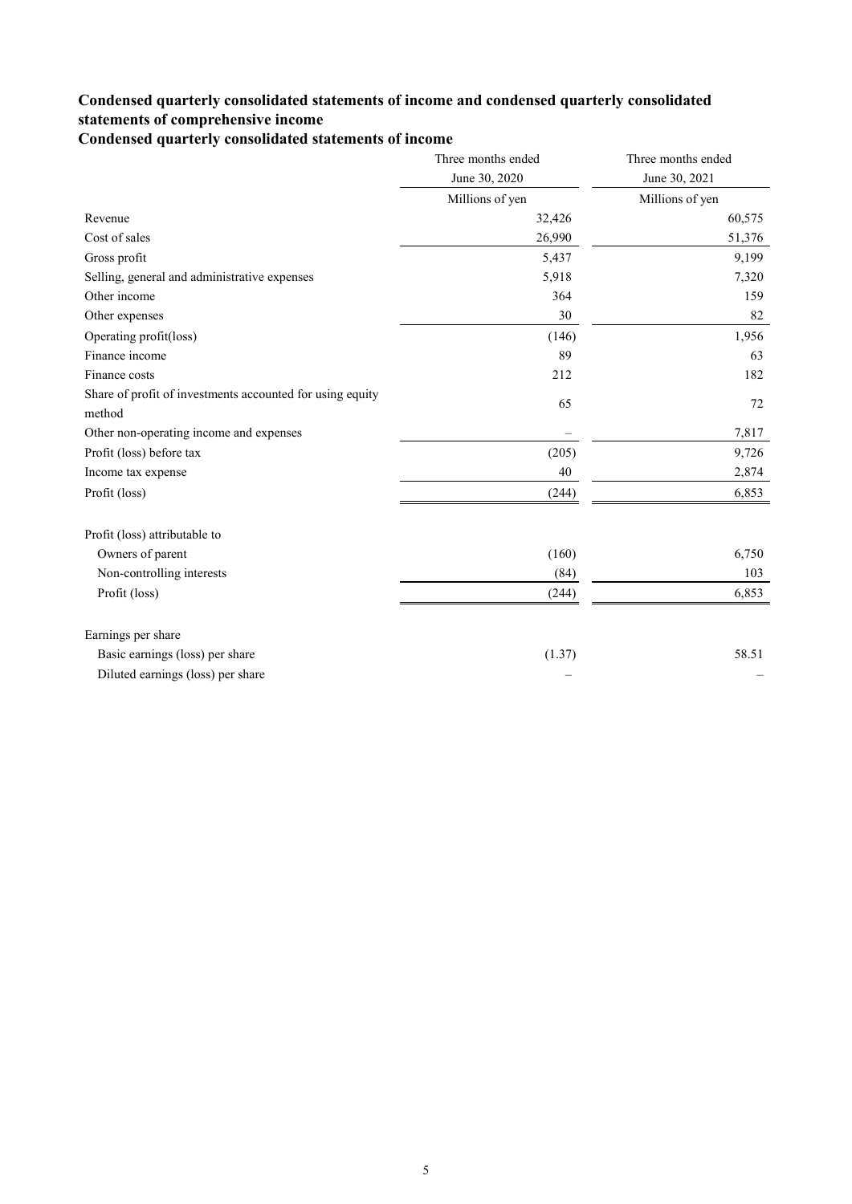## Condensed quarterly consolidated statements of income and condensed quarterly consolidated statements of comprehensive income

### Condensed quarterly consolidated statements of income

| | Three months ended June 30, 2020 | Three months ended June 30, 2021 |
|---|---|---|
| | Millions of yen | Millions of yen |
| Revenue | 32,426 | 60,575 |
| Cost of sales | 26,990 | 51,376 |
| Gross profit | 5,437 | 9,199 |
| Selling, general and administrative expenses | 5,918 | 7,320 |
| Other income | 364 | 159 |
| Other expenses | 30 | 82 |
| Operating profit(loss) | (146) | 1,956 |
| Finance income | 89 | 63 |
| Finance costs | 212 | 182 |
| Share of profit of investments accounted for using equity method | 65 | 72 |
| Other non-operating income and expenses | – | 7,817 |
| Profit (loss) before tax | (205) | 9,726 |
| Income tax expense | 40 | 2,874 |
| Profit (loss) | (244) | 6,853 |
| | | |
| Profit (loss) attributable to | | |
| Owners of parent | (160) | 6,750 |
| Non-controlling interests | (84) | 103 |
| Profit (loss) | (244) | 6,853 |
| | | |
| Earnings per share | | |
| Basic earnings (loss) per share | (1.37) | 58.51 |
| Diluted earnings (loss) per share | – | – |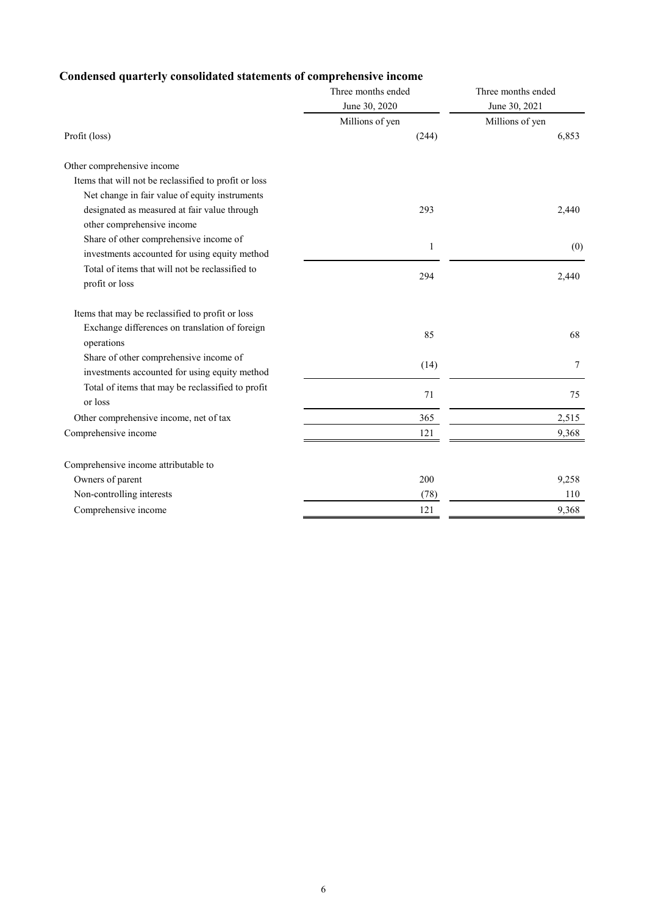## Condensed quarterly consolidated statements of comprehensive income

| | Three months ended June 30, 2020 | Three months ended June 30, 2021 |
|---|---|---|
| | Millions of yen | Millions of yen |
| Profit (loss) | (244) | 6,853 |
| Other comprehensive income | | |
| Items that will not be reclassified to profit or loss | | |
| Net change in fair value of equity instruments designated as measured at fair value through other comprehensive income | 293 | 2,440 |
| Share of other comprehensive income of investments accounted for using equity method | 1 | (0) |
| Total of items that will not be reclassified to profit or loss | 294 | 2,440 |
| Items that may be reclassified to profit or loss | | |
| Exchange differences on translation of foreign operations | 85 | 68 |
| Share of other comprehensive income of investments accounted for using equity method | (14) | 7 |
| Total of items that may be reclassified to profit or loss | 71 | 75 |
| Other comprehensive income, net of tax | 365 | 2,515 |
| Comprehensive income | 121 | 9,368 |
| Comprehensive income attributable to | | |
| Owners of parent | 200 | 9,258 |
| Non-controlling interests | (78) | 110 |
| Comprehensive income | 121 | 9,368 |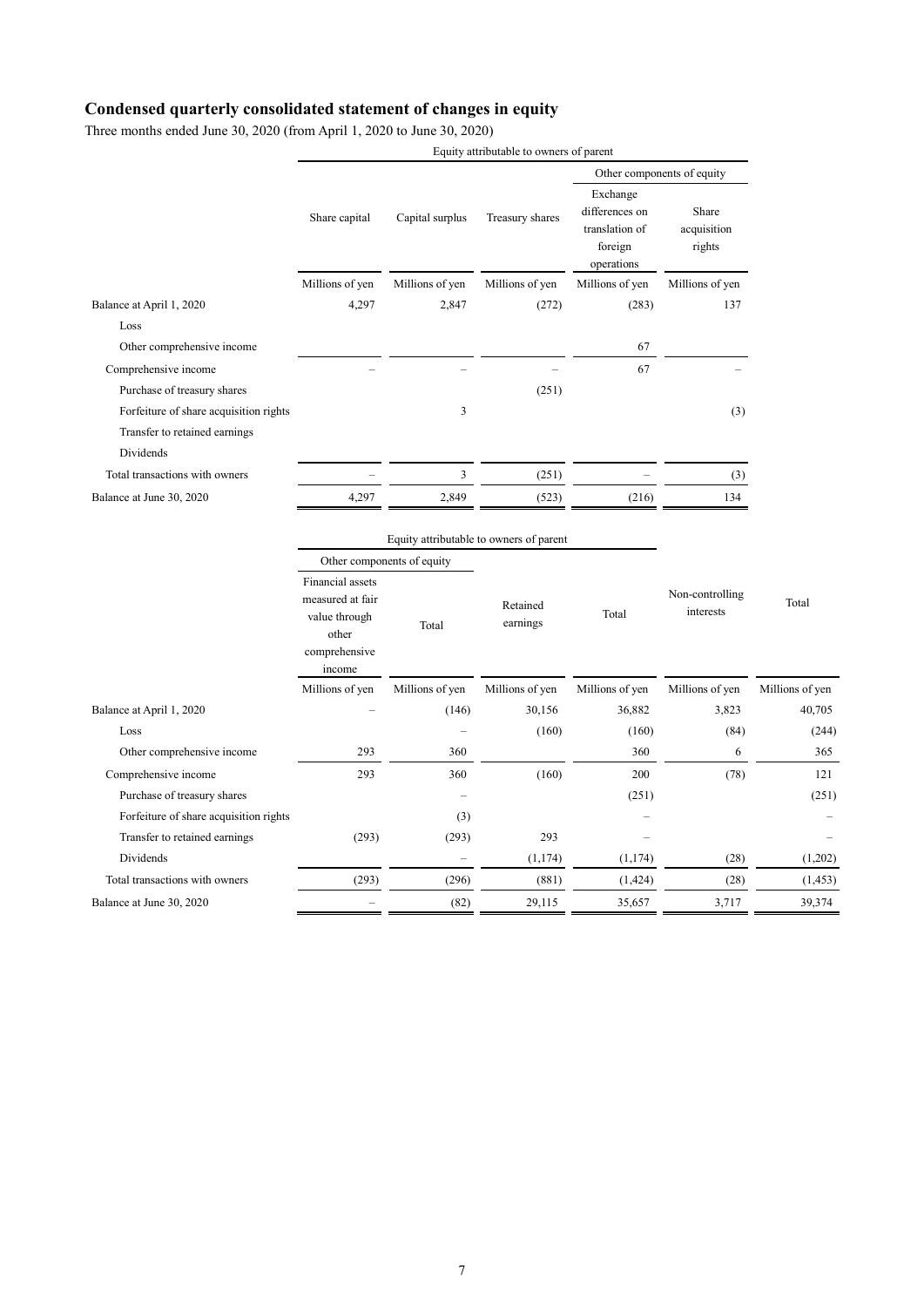## Condensed quarterly consolidated statement of changes in equity

Three months ended June 30, 2020 (from April 1, 2020 to June 30, 2020)

| | Equity attributable to owners of parent | | | | |
|---|---|---|---|---|---|
| | | | | Other components of equity | |
| | Share capital | Capital surplus | Treasury shares | Exchange differences on translation of foreign operations | Share acquisition rights |
| | Millions of yen | Millions of yen | Millions of yen | Millions of yen | Millions of yen |
| Balance at April 1, 2020 | 4,297 | 2,847 | (272) | (283) | 137 |
| Loss | | | | | |
| Other comprehensive income | | | | 67 | |
| Comprehensive income | – | – | – | 67 | – |
| Purchase of treasury shares | | | (251) | | |
| Forfeiture of share acquisition rights | | 3 | | | (3) |
| Transfer to retained earnings | | | | | |
| Dividends | | | | | |
| Total transactions with owners | – | 3 | (251) | – | (3) |
| Balance at June 30, 2020 | 4,297 | 2,849 | (523) | (216) | 134 |

| | Equity attributable to owners of parent | | | | | |
|---|---|---|---|---|---|---|
| | Other components of equity | | | | | |
| | Financial assets measured at fair value through other comprehensive income | Total | Retained earnings | Total | Non-controlling interests | Total |
| | Millions of yen | Millions of yen | Millions of yen | Millions of yen | Millions of yen | Millions of yen |
| Balance at April 1, 2020 | – | (146) | 30,156 | 36,882 | 3,823 | 40,705 |
| Loss | | – | (160) | (160) | (84) | (244) |
| Other comprehensive income | 293 | 360 | | 360 | 6 | 365 |
| Comprehensive income | 293 | 360 | (160) | 200 | (78) | 121 |
| Purchase of treasury shares | | – | | (251) | | (251) |
| Forfeiture of share acquisition rights | | (3) | | – | | – |
| Transfer to retained earnings | (293) | (293) | 293 | – | | – |
| Dividends | | – | (1,174) | (1,174) | (28) | (1,202) |
| Total transactions with owners | (293) | (296) | (881) | (1,424) | (28) | (1,453) |
| Balance at June 30, 2020 | – | (82) | 29,115 | 35,657 | 3,717 | 39,374 |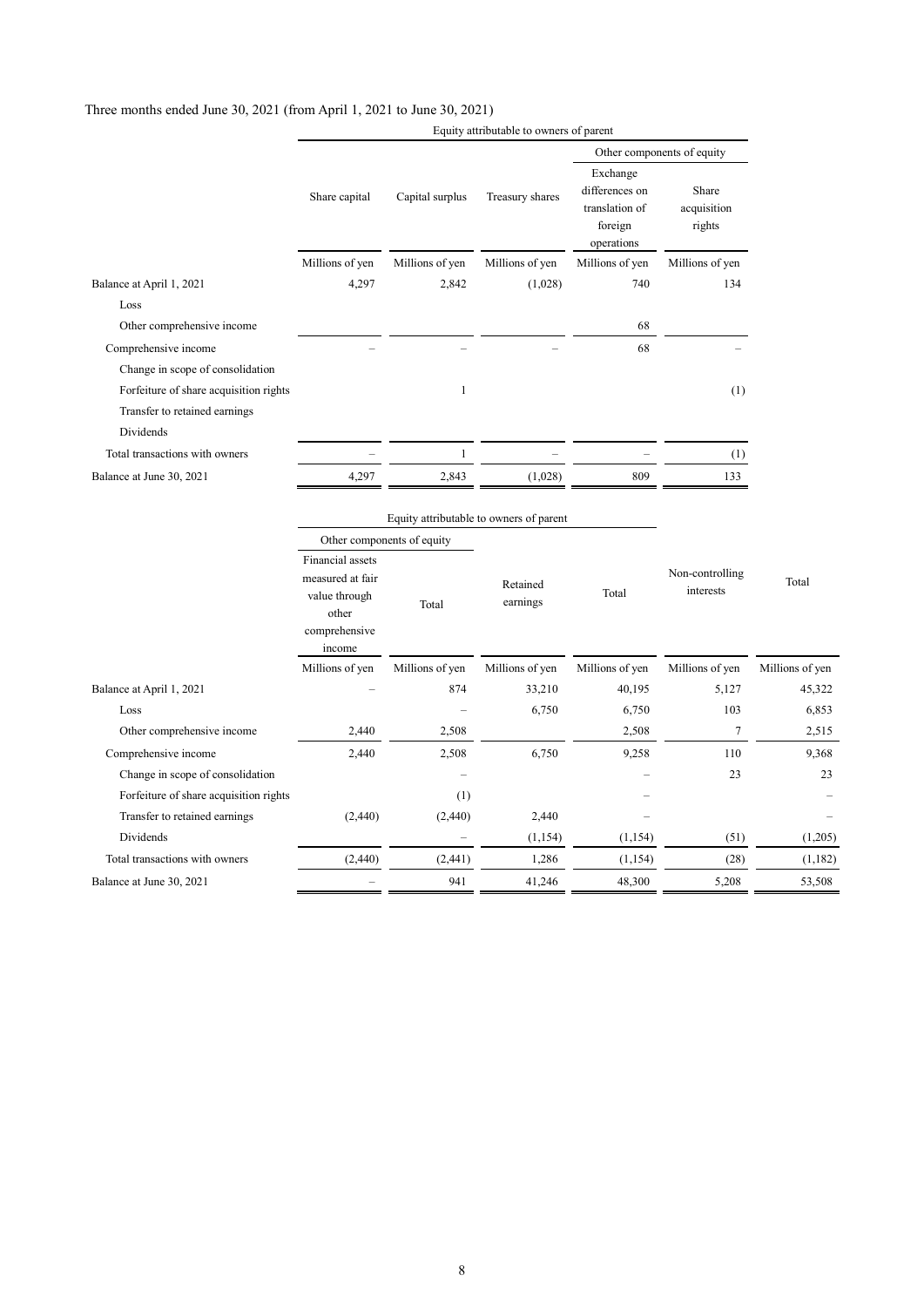Three months ended June 30, 2021 (from April 1, 2021 to June 30, 2021)

| | Equity attributable to owners of parent | | | | |
|---|---|---|---|---|---|
| | | | | Other components of equity | |
| | Share capital | Capital surplus | Treasury shares | Exchange differences on translation of foreign operations | Share acquisition rights |
| | Millions of yen | Millions of yen | Millions of yen | Millions of yen | Millions of yen |
| Balance at April 1, 2021 | 4,297 | 2,842 | (1,028) | 740 | 134 |
| Loss | | | | | |
| Other comprehensive income | | | | 68 | |
| Comprehensive income | – | – | – | 68 | – |
| Change in scope of consolidation | | | | | |
| Forfeiture of share acquisition rights | | 1 | | | (1) |
| Transfer to retained earnings | | | | | |
| Dividends | | | | | |
| Total transactions with owners | – | 1 | – | – | (1) |
| Balance at June 30, 2021 | 4,297 | 2,843 | (1,028) | 809 | 133 |

| | Equity attributable to owners of parent | | | | | |
|---|---|---|---|---|---|---|
| | Other components of equity | | | | | |
| | Financial assets measured at fair value through other comprehensive income | Total | Retained earnings | Total | Non-controlling interests | Total |
| | Millions of yen | Millions of yen | Millions of yen | Millions of yen | Millions of yen | Millions of yen |
| Balance at April 1, 2021 | – | 874 | 33,210 | 40,195 | 5,127 | 45,322 |
| Loss | | – | 6,750 | 6,750 | 103 | 6,853 |
| Other comprehensive income | 2,440 | 2,508 | | 2,508 | 7 | 2,515 |
| Comprehensive income | 2,440 | 2,508 | 6,750 | 9,258 | 110 | 9,368 |
| Change in scope of consolidation | | – | | – | 23 | 23 |
| Forfeiture of share acquisition rights | | (1) | | – | | – |
| Transfer to retained earnings | (2,440) | (2,440) | 2,440 | – | | – |
| Dividends | | – | (1,154) | (1,154) | (51) | (1,205) |
| Total transactions with owners | (2,440) | (2,441) | 1,286 | (1,154) | (28) | (1,182) |
| Balance at June 30, 2021 | – | 941 | 41,246 | 48,300 | 5,208 | 53,508 |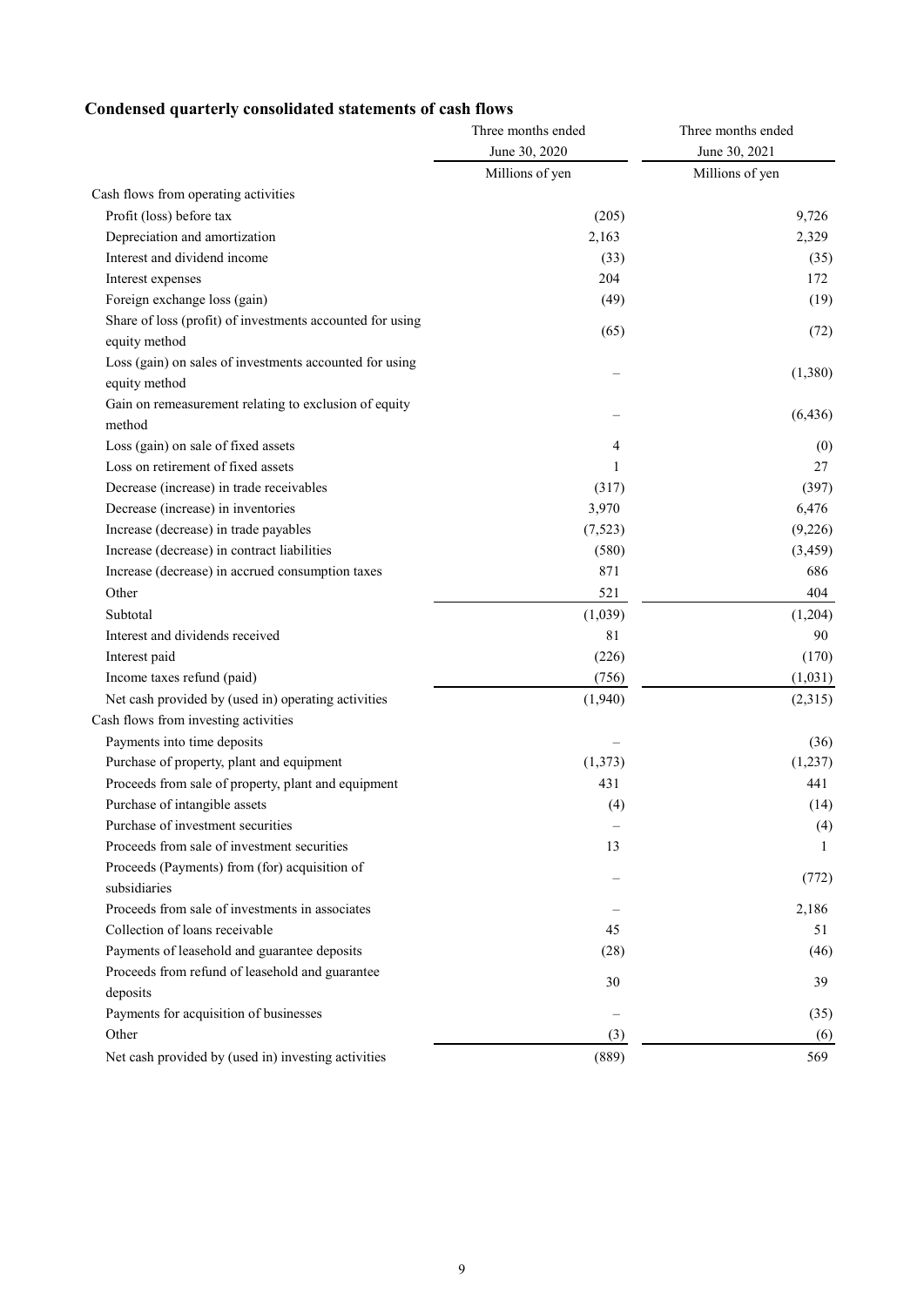## Condensed quarterly consolidated statements of cash flows

| | Three months ended June 30, 2020 | Three months ended June 30, 2021 |
|---|---|---|
| | Millions of yen | Millions of yen |
| Cash flows from operating activities | | |
| Profit (loss) before tax | (205) | 9,726 |
| Depreciation and amortization | 2,163 | 2,329 |
| Interest and dividend income | (33) | (35) |
| Interest expenses | 204 | 172 |
| Foreign exchange loss (gain) | (49) | (19) |
| Share of loss (profit) of investments accounted for using equity method | (65) | (72) |
| Loss (gain) on sales of investments accounted for using equity method | – | (1,380) |
| Gain on remeasurement relating to exclusion of equity method | – | (6,436) |
| Loss (gain) on sale of fixed assets | 4 | (0) |
| Loss on retirement of fixed assets | 1 | 27 |
| Decrease (increase) in trade receivables | (317) | (397) |
| Decrease (increase) in inventories | 3,970 | 6,476 |
| Increase (decrease) in trade payables | (7,523) | (9,226) |
| Increase (decrease) in contract liabilities | (580) | (3,459) |
| Increase (decrease) in accrued consumption taxes | 871 | 686 |
| Other | 521 | 404 |
| Subtotal | (1,039) | (1,204) |
| Interest and dividends received | 81 | 90 |
| Interest paid | (226) | (170) |
| Income taxes refund (paid) | (756) | (1,031) |
| Net cash provided by (used in) operating activities | (1,940) | (2,315) |
| Cash flows from investing activities | | |
| Payments into time deposits | – | (36) |
| Purchase of property, plant and equipment | (1,373) | (1,237) |
| Proceeds from sale of property, plant and equipment | 431 | 441 |
| Purchase of intangible assets | (4) | (14) |
| Purchase of investment securities | – | (4) |
| Proceeds from sale of investment securities | 13 | 1 |
| Proceeds (Payments) from (for) acquisition of subsidiaries | – | (772) |
| Proceeds from sale of investments in associates | – | 2,186 |
| Collection of loans receivable | 45 | 51 |
| Payments of leasehold and guarantee deposits | (28) | (46) |
| Proceeds from refund of leasehold and guarantee deposits | 30 | 39 |
| Payments for acquisition of businesses | – | (35) |
| Other | (3) | (6) |
| Net cash provided by (used in) investing activities | (889) | 569 |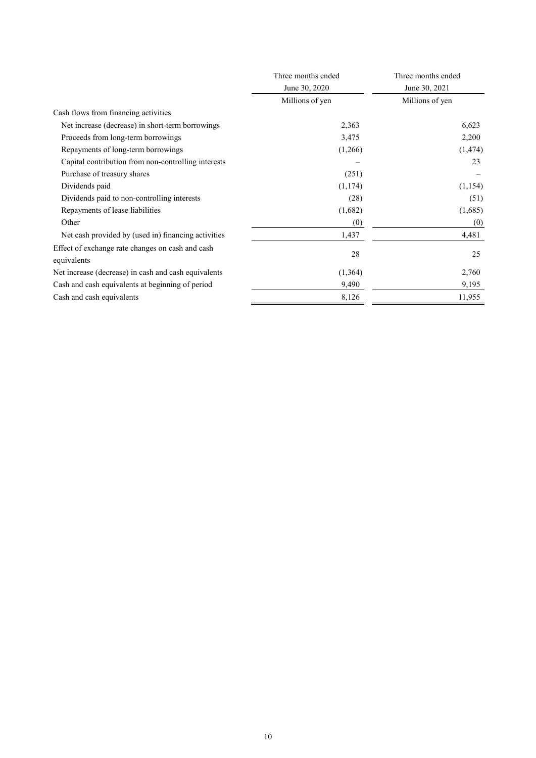| | Three months ended June 30, 2020 | Three months ended June 30, 2021 |
|---|---|---|
| | Millions of yen | Millions of yen |
| Cash flows from financing activities | | |
| Net increase (decrease) in short-term borrowings | 2,363 | 6,623 |
| Proceeds from long-term borrowings | 3,475 | 2,200 |
| Repayments of long-term borrowings | (1,266) | (1,474) |
| Capital contribution from non-controlling interests | – | 23 |
| Purchase of treasury shares | (251) | – |
| Dividends paid | (1,174) | (1,154) |
| Dividends paid to non-controlling interests | (28) | (51) |
| Repayments of lease liabilities | (1,682) | (1,685) |
| Other | (0) | (0) |
| Net cash provided by (used in) financing activities | 1,437 | 4,481 |
| Effect of exchange rate changes on cash and cash equivalents | 28 | 25 |
| Net increase (decrease) in cash and cash equivalents | (1,364) | 2,760 |
| Cash and cash equivalents at beginning of period | 9,490 | 9,195 |
| Cash and cash equivalents | 8,126 | 11,955 |